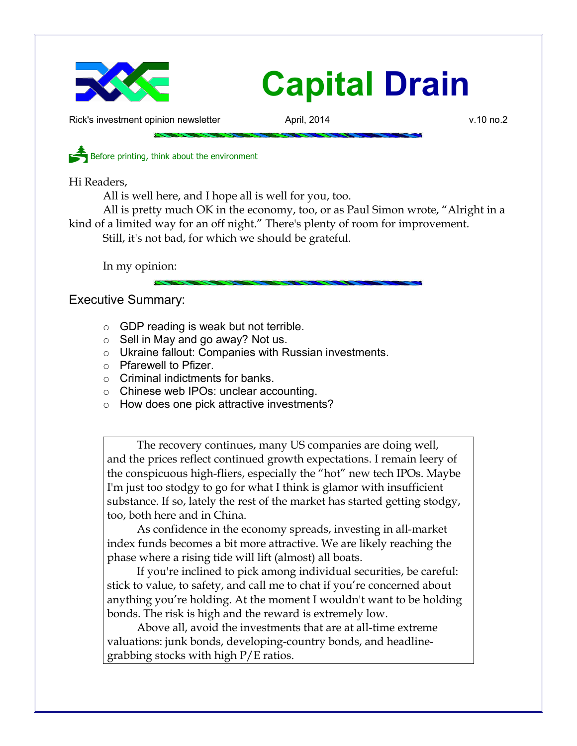# Capital Drain

Rick's investment opinion newsletter — April, 2014 — v.10 no.2

Before printing, think about the environment

Hi Readers,

All is well here, and I hope all is well for you, too.

All is pretty much OK in the economy, too, or as Paul Simon wrote, "Alright in a kind of a limited way for an off night." There's plenty of room for improvement.

Still, it's not bad, for which we should be grateful.

In my opinion:

## Executive Summary:

- GDP reading is weak but not terrible.
- Sell in May and go away? Not us.
- Ukraine fallout: Companies with Russian investments.
- Pfarewell to Pfizer.
- Criminal indictments for banks.
- Chinese web IPOs: unclear accounting.
- How does one pick attractive investments?

The recovery continues, many US companies are doing well, and the prices reflect continued growth expectations. I remain leery of the conspicuous high-fliers, especially the "hot" new tech IPOs. Maybe I'm just too stodgy to go for what I think is glamor with insufficient substance. If so, lately the rest of the market has started getting stodgy, too, both here and in China.

As confidence in the economy spreads, investing in all-market index funds becomes a bit more attractive. We are likely reaching the phase where a rising tide will lift (almost) all boats.

If you're inclined to pick among individual securities, be careful: stick to value, to safety, and call me to chat if you're concerned about anything you're holding. At the moment I wouldn't want to be holding bonds. The risk is high and the reward is extremely low.

Above all, avoid the investments that are at all-time extreme valuations: junk bonds, developing-country bonds, and headline-grabbing stocks with high P/E ratios.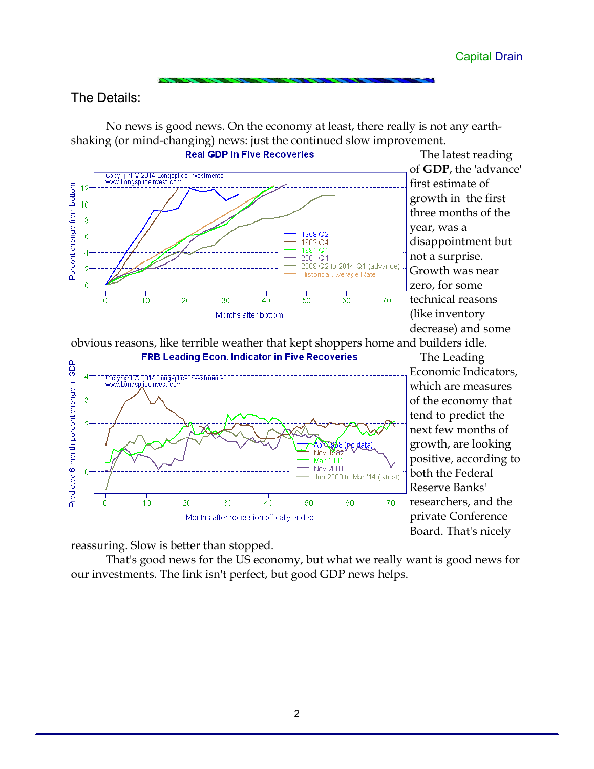## The Details:

No news is good news. On the economy at least, there really is not any earth-shaking (or mind-changing) news: just the continued slow improvement.

The latest reading of **GDP**, the 'advance' first estimate of growth in the first three months of the year, was a disappointment but not a surprise. Growth was near zero, for some technical reasons (like inventory decrease) and some obvious reasons, like terrible weather that kept shoppers home and builders idle.

The Leading Economic Indicators, which are measures of the economy that tend to predict the next few months of growth, are looking positive, according to both the Federal Reserve Banks' researchers, and the private Conference Board. That's nicely reassuring. Slow is better than stopped.

That's good news for the US economy, but what we really want is good news for our investments. The link isn't perfect, but good GDP news helps.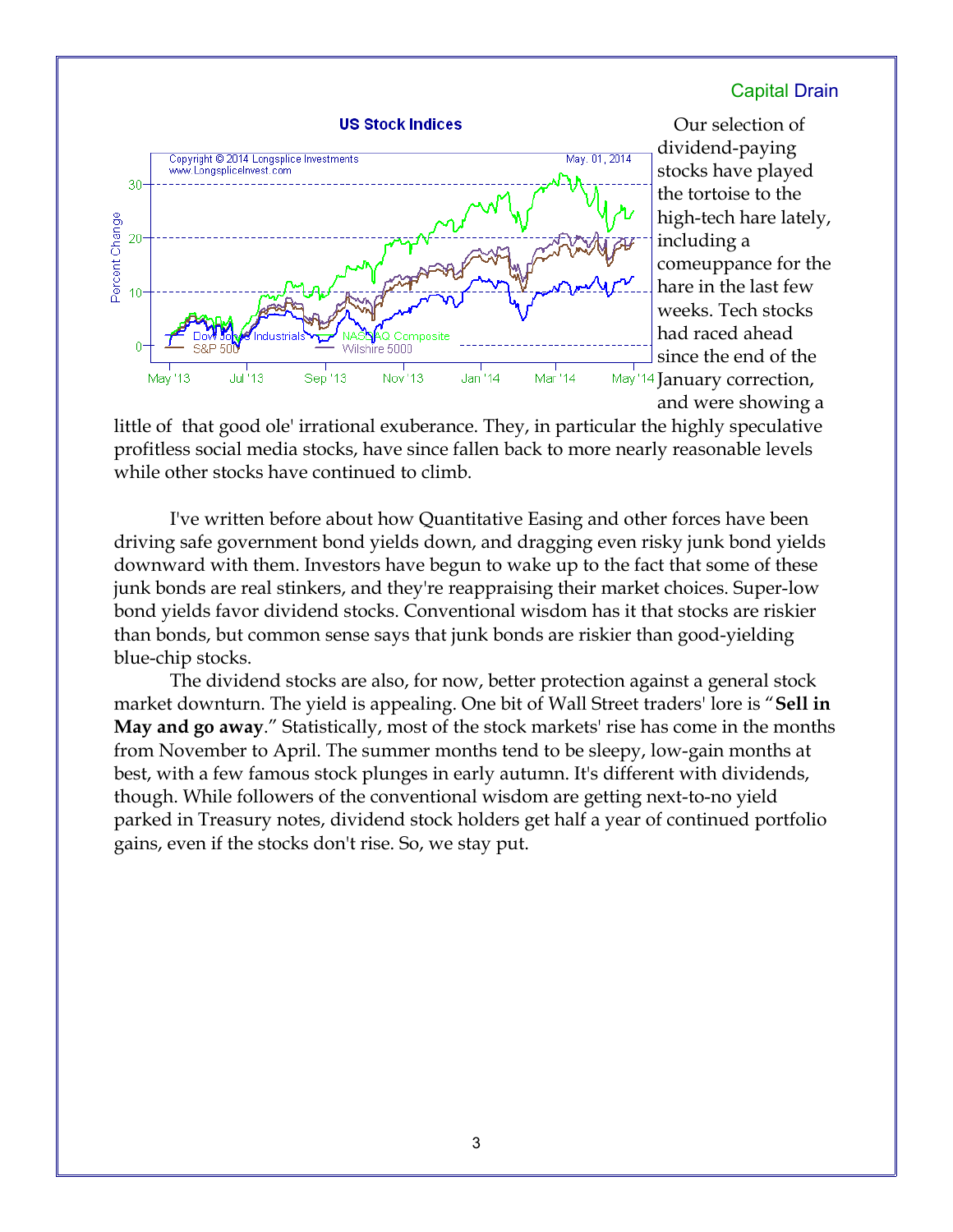## Capital Drain

Our selection of dividend-paying stocks have played the tortoise to the high-tech hare lately, including a comeuppance for the hare in the last few weeks. Tech stocks had raced ahead since the end of the January correction, and were showing a little of that good ole' irrational exuberance. They, in particular the highly speculative profitless social media stocks, have since fallen back to more nearly reasonable levels while other stocks have continued to climb.

I've written before about how Quantitative Easing and other forces have been driving safe government bond yields down, and dragging even risky junk bond yields downward with them. Investors have begun to wake up to the fact that some of these junk bonds are real stinkers, and they're reappraising their market choices. Super-low bond yields favor dividend stocks. Conventional wisdom has it that stocks are riskier than bonds, but common sense says that junk bonds are riskier than good-yielding blue-chip stocks.

The dividend stocks are also, for now, better protection against a general stock market downturn. The yield is appealing. One bit of Wall Street traders' lore is "**Sell in May and go away**." Statistically, most of the stock markets' rise has come in the months from November to April. The summer months tend to be sleepy, low-gain months at best, with a few famous stock plunges in early autumn. It's different with dividends, though. While followers of the conventional wisdom are getting next-to-no yield parked in Treasury notes, dividend stock holders get half a year of continued portfolio gains, even if the stocks don't rise. So, we stay put.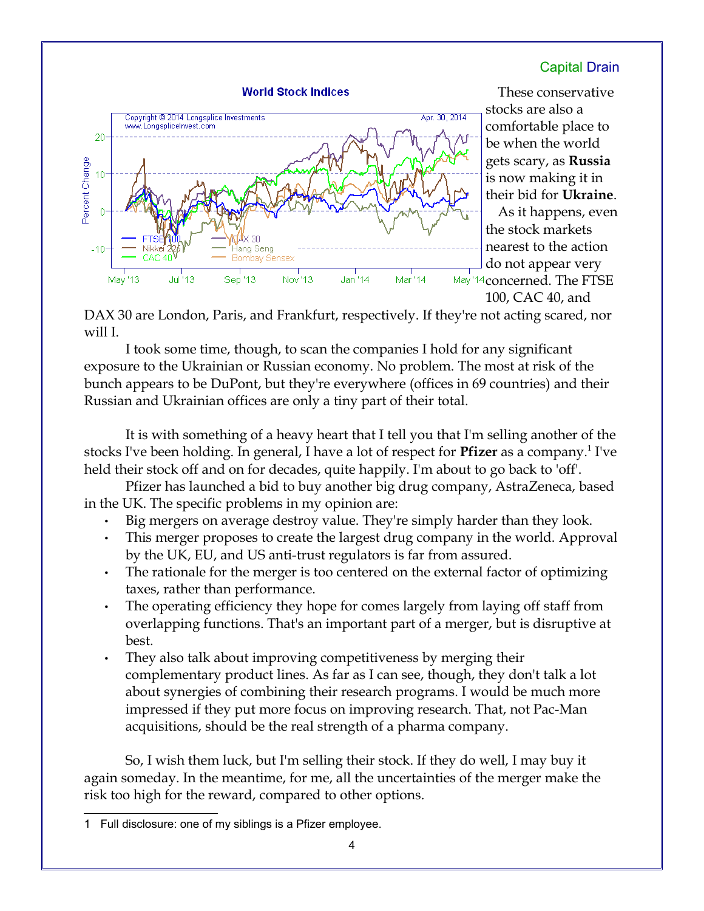These conservative stocks are also a comfortable place to be when the world gets scary, as **Russia** is now making it in their bid for **Ukraine**.

As it happens, even the stock markets nearest to the action do not appear very concerned. The FTSE 100, CAC 40, and DAX 30 are London, Paris, and Frankfurt, respectively. If they're not acting scared, nor will I.

I took some time, though, to scan the companies I hold for any significant exposure to the Ukrainian or Russian economy. No problem. The most at risk of the bunch appears to be DuPont, but they're everywhere (offices in 69 countries) and their Russian and Ukrainian offices are only a tiny part of their total.

It is with something of a heavy heart that I tell you that I'm selling another of the stocks I've been holding. In general, I have a lot of respect for **Pfizer** as a company.[1] I've held their stock off and on for decades, quite happily. I'm about to go back to 'off'.

Pfizer has launched a bid to buy another big drug company, AstraZeneca, based in the UK. The specific problems in my opinion are:

- Big mergers on average destroy value. They're simply harder than they look.
- This merger proposes to create the largest drug company in the world. Approval by the UK, EU, and US anti-trust regulators is far from assured.
- The rationale for the merger is too centered on the external factor of optimizing taxes, rather than performance.
- The operating efficiency they hope for comes largely from laying off staff from overlapping functions. That's an important part of a merger, but is disruptive at best.
- They also talk about improving competitiveness by merging their complementary product lines. As far as I can see, though, they don't talk a lot about synergies of combining their research programs. I would be much more impressed if they put more focus on improving research. That, not Pac-Man acquisitions, should be the real strength of a pharma company.

So, I wish them luck, but I'm selling their stock. If they do well, I may buy it again someday. In the meantime, for me, all the uncertainties of the merger make the risk too high for the reward, compared to other options.

---

1 Full disclosure: one of my siblings is a Pfizer employee.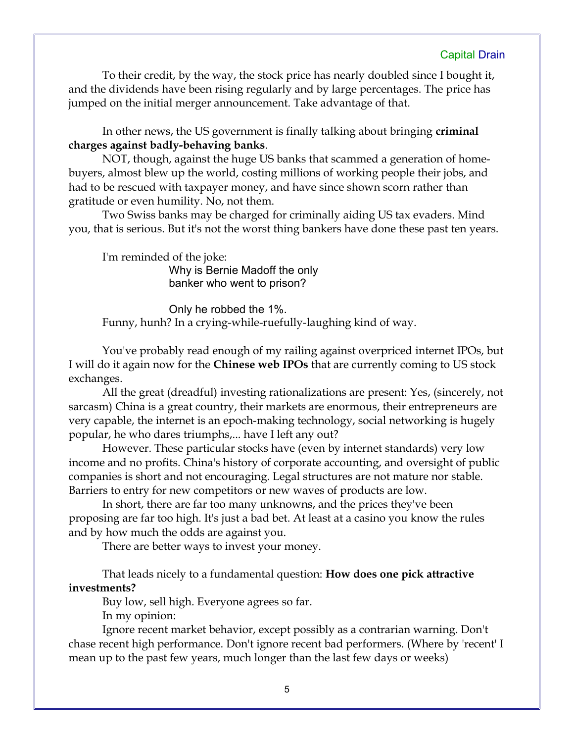To their credit, by the way, the stock price has nearly doubled since I bought it, and the dividends have been rising regularly and by large percentages. The price has jumped on the initial merger announcement. Take advantage of that.

In other news, the US government is finally talking about bringing **criminal charges against badly-behaving banks**.

NOT, though, against the huge US banks that scammed a generation of home-buyers, almost blew up the world, costing millions of working people their jobs, and had to be rescued with taxpayer money, and have since shown scorn rather than gratitude or even humility. No, not them.

Two Swiss banks may be charged for criminally aiding US tax evaders. Mind you, that is serious. But it's not the worst thing bankers have done these past ten years.

I'm reminded of the joke:

> Why is Bernie Madoff the only banker who went to prison?
>
> Only he robbed the 1%.

Funny, hunh? In a crying-while-ruefully-laughing kind of way.

You've probably read enough of my railing against overpriced internet IPOs, but I will do it again now for the **Chinese web IPOs** that are currently coming to US stock exchanges.

All the great (dreadful) investing rationalizations are present: Yes, (sincerely, not sarcasm) China is a great country, their markets are enormous, their entrepreneurs are very capable, the internet is an epoch-making technology, social networking is hugely popular, he who dares triumphs,... have I left any out?

However. These particular stocks have (even by internet standards) very low income and no profits. China's history of corporate accounting, and oversight of public companies is short and not encouraging. Legal structures are not mature nor stable. Barriers to entry for new competitors or new waves of products are low.

In short, there are far too many unknowns, and the prices they've been proposing are far too high. It's just a bad bet. At least at a casino you know the rules and by how much the odds are against you.

There are better ways to invest your money.

That leads nicely to a fundamental question: **How does one pick attractive investments?**

Buy low, sell high. Everyone agrees so far.

In my opinion:

Ignore recent market behavior, except possibly as a contrarian warning. Don't chase recent high performance. Don't ignore recent bad performers. (Where by 'recent' I mean up to the past few years, much longer than the last few days or weeks)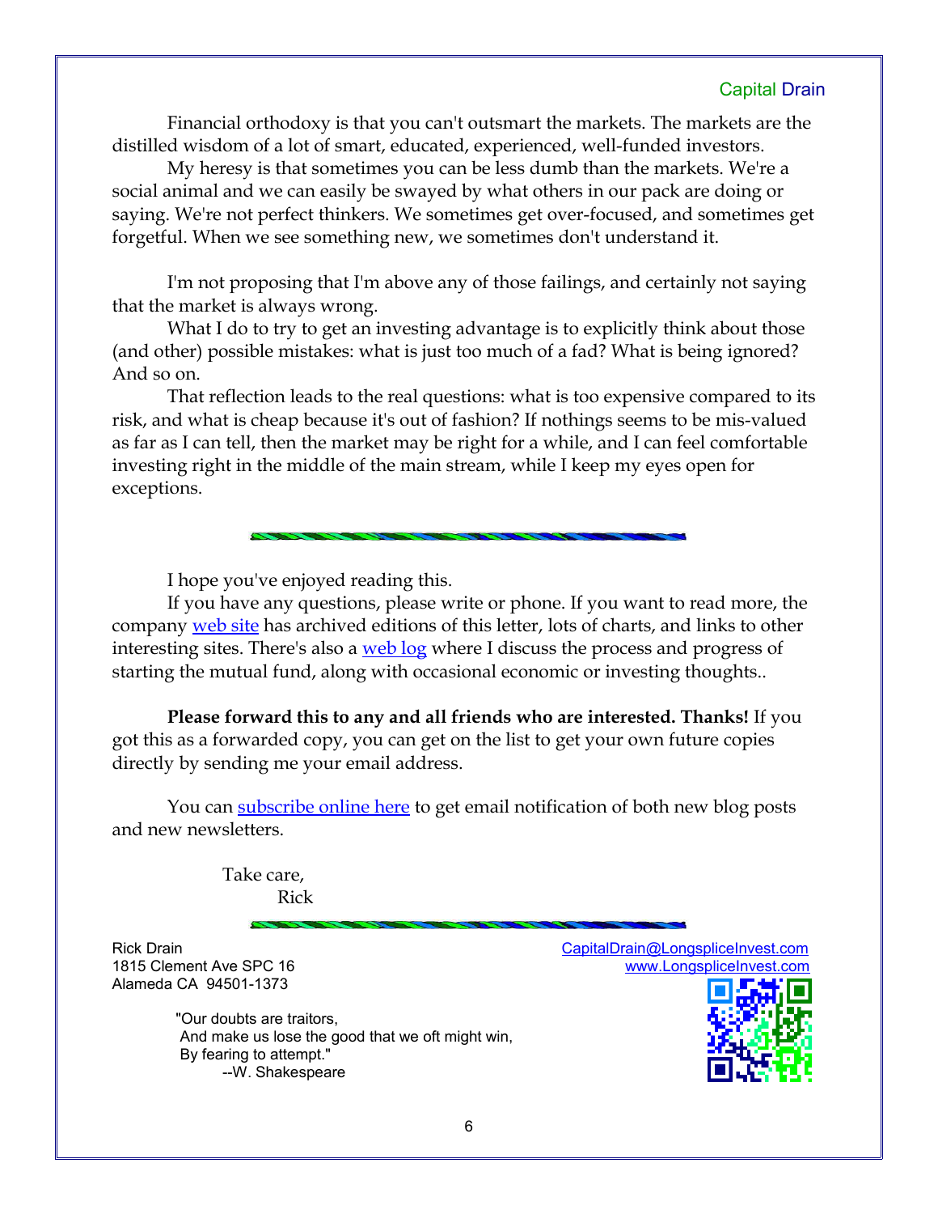Financial orthodoxy is that you can't outsmart the markets. The markets are the distilled wisdom of a lot of smart, educated, experienced, well-funded investors.

My heresy is that sometimes you can be less dumb than the markets. We're a social animal and we can easily be swayed by what others in our pack are doing or saying. We're not perfect thinkers. We sometimes get over-focused, and sometimes get forgetful. When we see something new, we sometimes don't understand it.

I'm not proposing that I'm above any of those failings, and certainly not saying that the market is always wrong.

What I do to try to get an investing advantage is to explicitly think about those (and other) possible mistakes: what is just too much of a fad? What is being ignored? And so on.

That reflection leads to the real questions: what is too expensive compared to its risk, and what is cheap because it's out of fashion? If nothings seems to be mis-valued as far as I can tell, then the market may be right for a while, and I can feel comfortable investing right in the middle of the main stream, while I keep my eyes open for exceptions.

---

I hope you've enjoyed reading this.

If you have any questions, please write or phone. If you want to read more, the company web site has archived editions of this letter, lots of charts, and links to other interesting sites. There's also a web log where I discuss the process and progress of starting the mutual fund, along with occasional economic or investing thoughts..

**Please forward this to any and all friends who are interested. Thanks!** If you got this as a forwarded copy, you can get on the list to get your own future copies directly by sending me your email address.

You can subscribe online here to get email notification of both new blog posts and new newsletters.

Take care,
Rick

---

Rick Drain
1815 Clement Ave SPC 16
Alameda CA 94501-1373

CapitalDrain@LongspliceInvest.com
www.LongspliceInvest.com

"Our doubts are traitors,
And make us lose the good that we oft might win,
By fearing to attempt."
--W. Shakespeare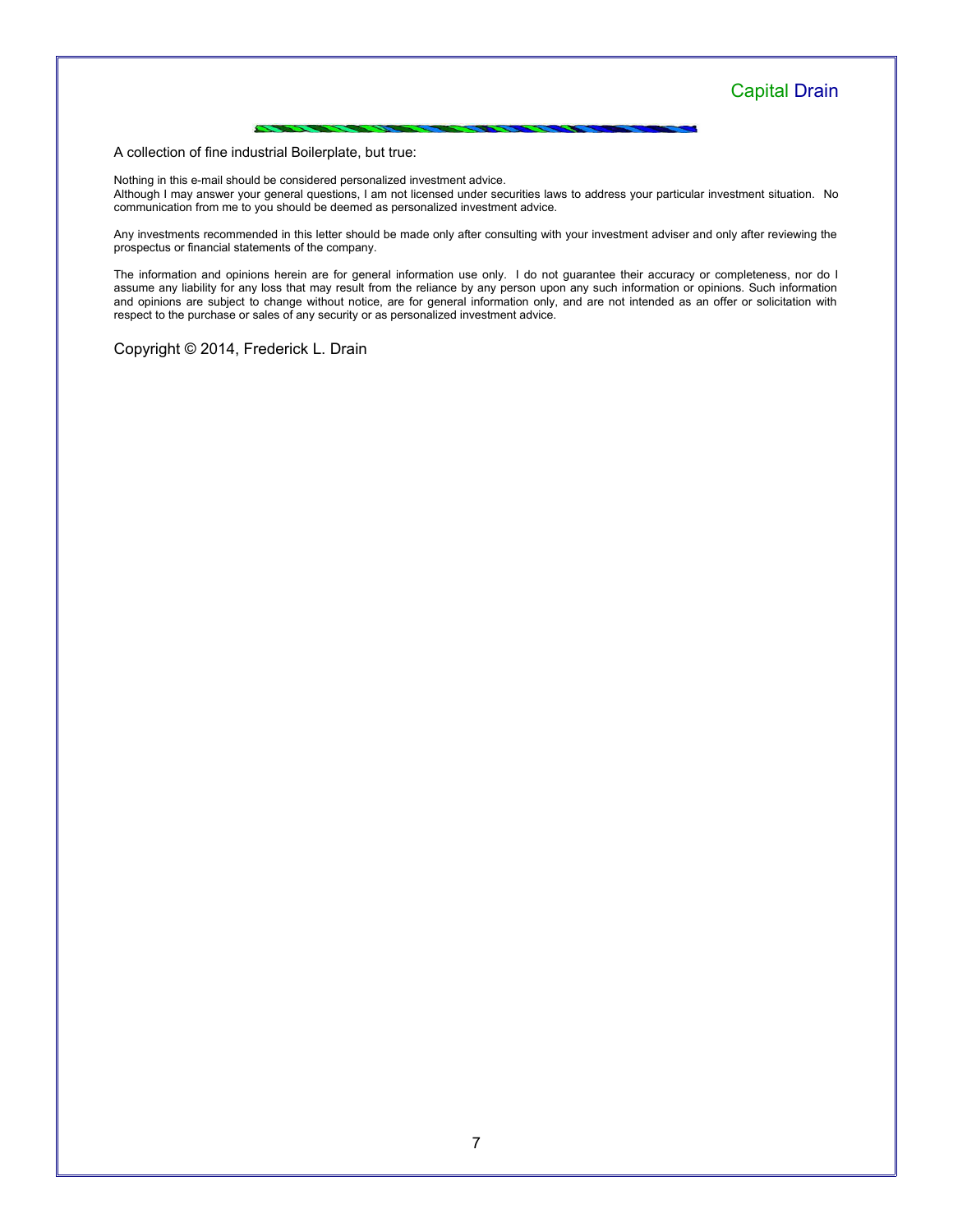A collection of fine industrial Boilerplate, but true:

Nothing in this e-mail should be considered personalized investment advice.
Although I may answer your general questions, I am not licensed under securities laws to address your particular investment situation. No communication from me to you should be deemed as personalized investment advice.

Any investments recommended in this letter should be made only after consulting with your investment adviser and only after reviewing the prospectus or financial statements of the company.

The information and opinions herein are for general information use only. I do not guarantee their accuracy or completeness, nor do I assume any liability for any loss that may result from the reliance by any person upon any such information or opinions. Such information and opinions are subject to change without notice, are for general information only, and are not intended as an offer or solicitation with respect to the purchase or sales of any security or as personalized investment advice.

Copyright © 2014, Frederick L. Drain